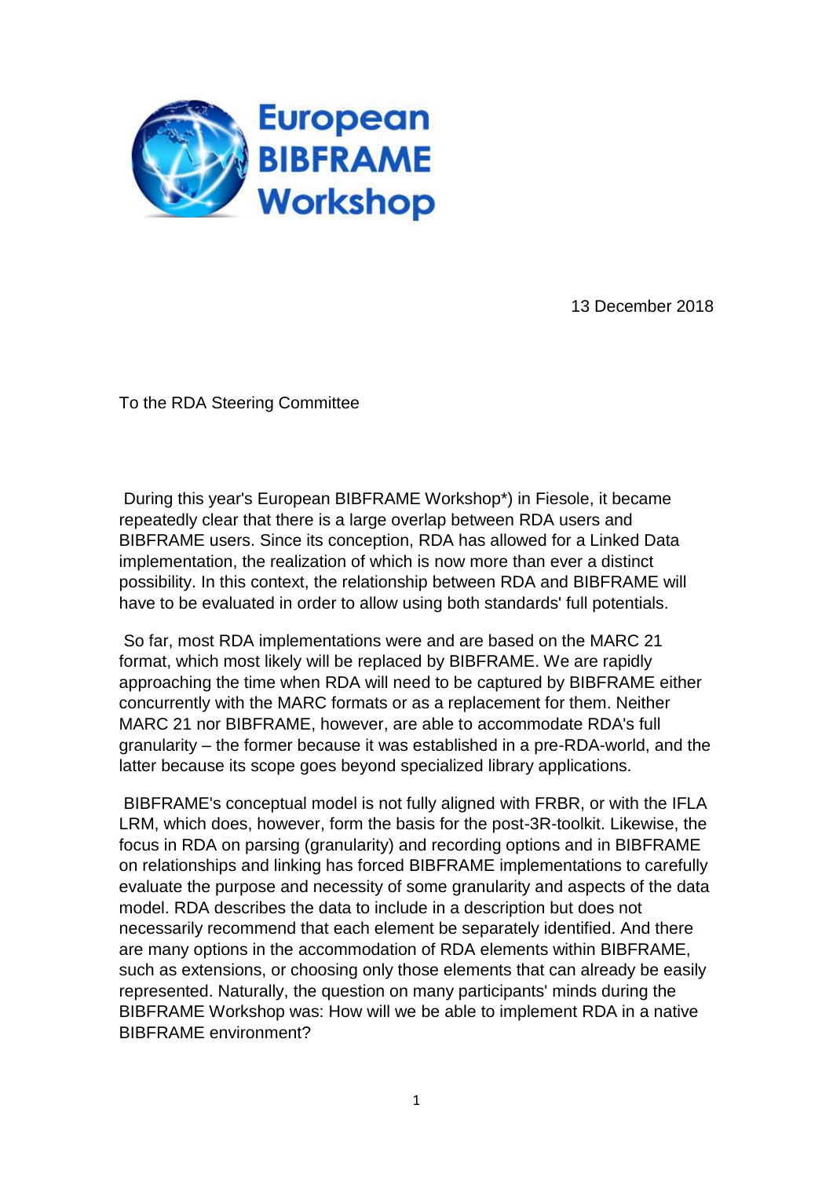European BIBFRAME Workshop

13 December 2018

To the RDA Steering Committee

During this year's European BIBFRAME Workshop*) in Fiesole, it became repeatedly clear that there is a large overlap between RDA users and BIBFRAME users. Since its conception, RDA has allowed for a Linked Data implementation, the realization of which is now more than ever a distinct possibility. In this context, the relationship between RDA and BIBFRAME will have to be evaluated in order to allow using both standards' full potentials.

So far, most RDA implementations were and are based on the MARC 21 format, which most likely will be replaced by BIBFRAME. We are rapidly approaching the time when RDA will need to be captured by BIBFRAME either concurrently with the MARC formats or as a replacement for them. Neither MARC 21 nor BIBFRAME, however, are able to accommodate RDA's full granularity – the former because it was established in a pre-RDA-world, and the latter because its scope goes beyond specialized library applications.

BIBFRAME's conceptual model is not fully aligned with FRBR, or with the IFLA LRM, which does, however, form the basis for the post-3R-toolkit. Likewise, the focus in RDA on parsing (granularity) and recording options and in BIBFRAME on relationships and linking has forced BIBFRAME implementations to carefully evaluate the purpose and necessity of some granularity and aspects of the data model. RDA describes the data to include in a description but does not necessarily recommend that each element be separately identified. And there are many options in the accommodation of RDA elements within BIBFRAME, such as extensions, or choosing only those elements that can already be easily represented. Naturally, the question on many participants' minds during the BIBFRAME Workshop was: How will we be able to implement RDA in a native BIBFRAME environment?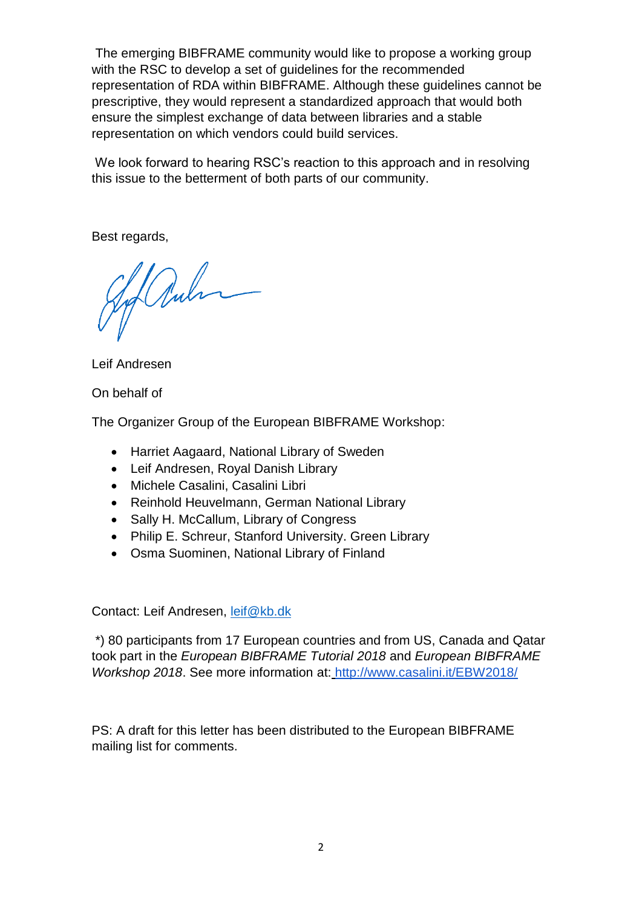The emerging BIBFRAME community would like to propose a working group with the RSC to develop a set of guidelines for the recommended representation of RDA within BIBFRAME. Although these guidelines cannot be prescriptive, they would represent a standardized approach that would both ensure the simplest exchange of data between libraries and a stable representation on which vendors could build services.

We look forward to hearing RSC's reaction to this approach and in resolving this issue to the betterment of both parts of our community.

Best regards,

Leif Andresen

On behalf of

The Organizer Group of the European BIBFRAME Workshop:

- Harriet Aagaard, National Library of Sweden
- Leif Andresen, Royal Danish Library
- Michele Casalini, Casalini Libri
- Reinhold Heuvelmann, German National Library
- Sally H. McCallum, Library of Congress
- Philip E. Schreur, Stanford University. Green Library
- Osma Suominen, National Library of Finland

Contact: Leif Andresen, [leif@kb.dk](mailto:leif@kb.dk)

*) 80 participants from 17 European countries and from US, Canada and Qatar took part in the *European BIBFRAME Tutorial 2018* and *European BIBFRAME Workshop 2018*. See more information at: http://www.casalini.it/EBW2018/

PS: A draft for this letter has been distributed to the European BIBFRAME mailing list for comments.